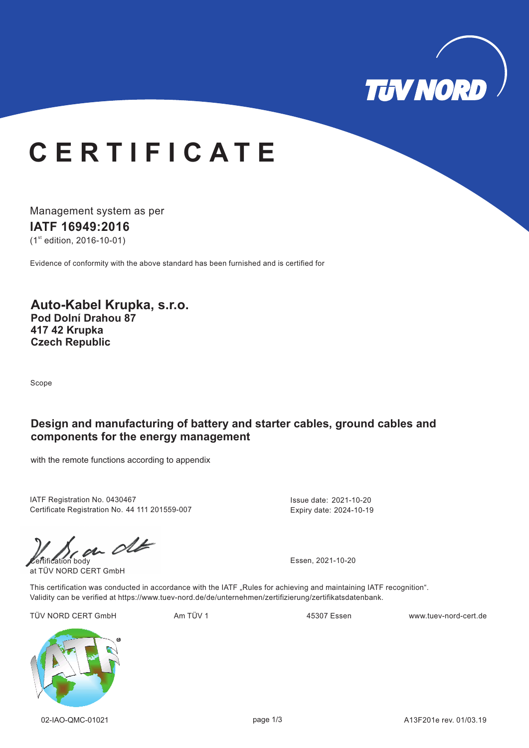# CERTIFICATE

Management system as per

**IATF 16949:2016**

(1st edition, 2016-10-01)

Evidence of conformity with the above standard has been furnished and is certified for

**Auto-Kabel Krupka, s.r.o.**
**Pod Dolní Drahou 87**
**417 42 Krupka**
**Czech Republic**

Scope

**Design and manufacturing of battery and starter cables, ground cables and components for the energy management**

with the remote functions according to appendix

IATF Registration No. 0430467
Certificate Registration No. 44 111 201559-007

Issue date: 2021-10-20
Expiry date: 2024-10-19

Certification body
at TÜV NORD CERT GmbH

Essen, 2021-10-20

This certification was conducted in accordance with the IATF „Rules for achieving and maintaining IATF recognition".
Validity can be verified at https://www.tuev-nord.de/de/unternehmen/zertifizierung/zertifikatsdatenbank.

TÜV NORD CERT GmbH Am TÜV 1 45307 Essen www.tuev-nord-cert.de

02-IAO-QMC-01021 A13F201e rev. 01/03.19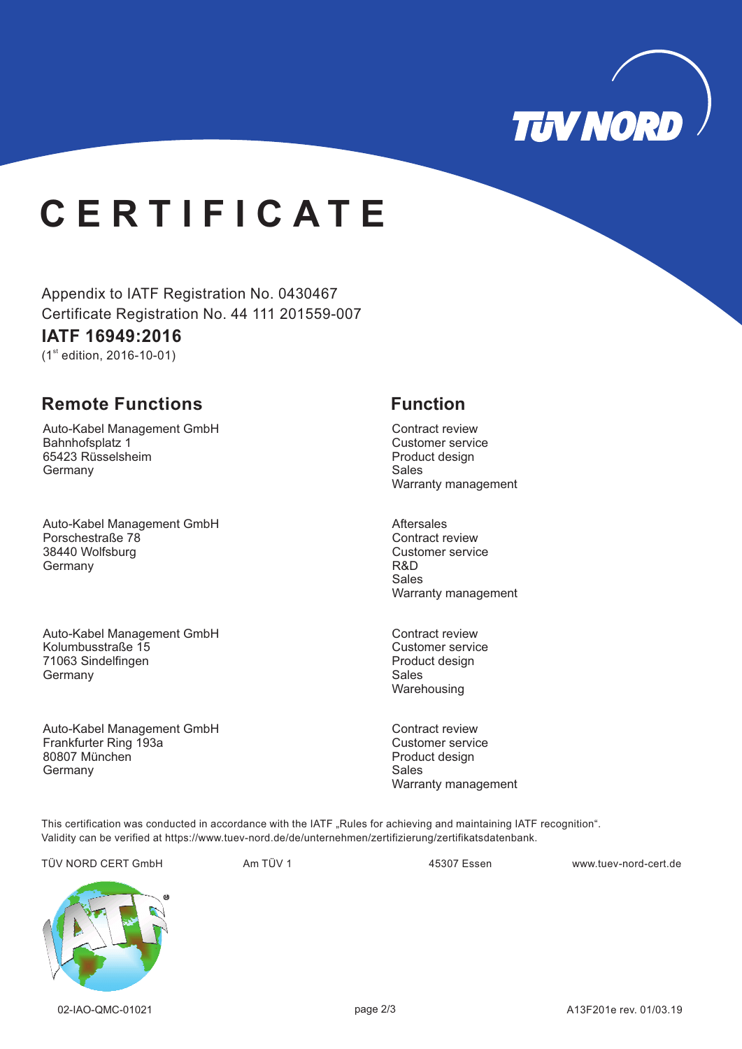# CERTIFICATE

Appendix to IATF Registration No. 0430467
Certificate Registration No. 44 111 201559-007

**IATF 16949:2016**
(1st edition, 2016-10-01)

| Remote Functions | Function |
| --- | --- |
| Auto-Kabel Management GmbH<br>Bahnhofsplatz 1<br>65423 Rüsselsheim<br>Germany | Contract review<br>Customer service<br>Product design<br>Sales<br>Warranty management |
| Auto-Kabel Management GmbH<br>Porschestraße 78<br>38440 Wolfsburg<br>Germany | Aftersales<br>Contract review<br>Customer service<br>R&D<br>Sales<br>Warranty management |
| Auto-Kabel Management GmbH<br>Kolumbusstraße 15<br>71063 Sindelfingen<br>Germany | Contract review<br>Customer service<br>Product design<br>Sales<br>Warehousing |
| Auto-Kabel Management GmbH<br>Frankfurter Ring 193a<br>80807 München<br>Germany | Contract review<br>Customer service<br>Product design<br>Sales<br>Warranty management |

This certification was conducted in accordance with the IATF „Rules for achieving and maintaining IATF recognition".
Validity can be verified at https://www.tuev-nord.de/de/unternehmen/zertifizierung/zertifikatsdatenbank.

TÜV NORD CERT GmbH    Am TÜV 1    45307 Essen    www.tuev-nord-cert.de

02-IAO-QMC-01021    A13F201e rev. 01/03.19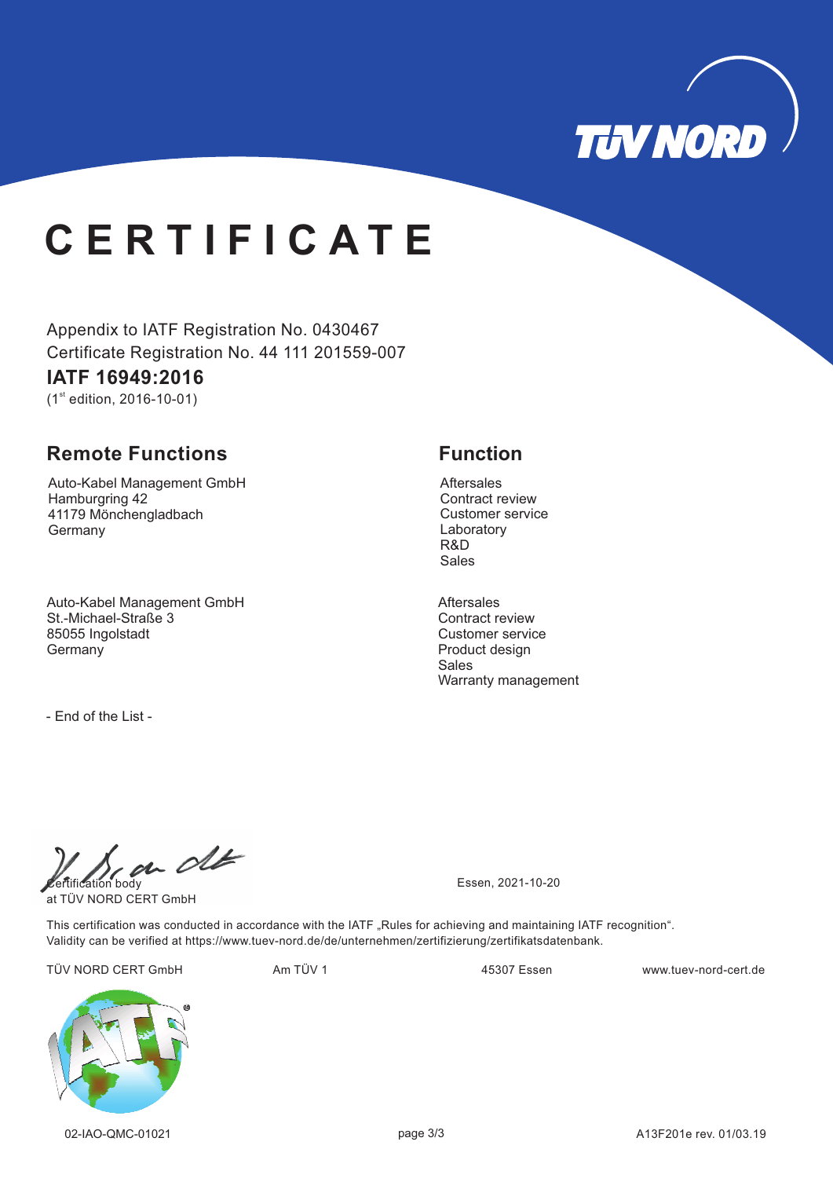# CERTIFICATE

Appendix to IATF Registration No. 0430467
Certificate Registration No. 44 111 201559-007

**IATF 16949:2016**
(1st edition, 2016-10-01)

| Remote Functions | Function |
|---|---|
| Auto-Kabel Management GmbH<br>Hamburgring 42<br>41179 Mönchengladbach<br>Germany | Aftersales<br>Contract review<br>Customer service<br>Laboratory<br>R&D<br>Sales |
| Auto-Kabel Management GmbH<br>St.-Michael-Straße 3<br>85055 Ingolstadt<br>Germany | Aftersales<br>Contract review<br>Customer service<br>Product design<br>Sales<br>Warranty management |

- End of the List -

Certification body
at TÜV NORD CERT GmbH

Essen, 2021-10-20

This certification was conducted in accordance with the IATF „Rules for achieving and maintaining IATF recognition".
Validity can be verified at https://www.tuev-nord.de/de/unternehmen/zertifizierung/zertifikatsdatenbank.

TÜV NORD CERT GmbH Am TÜV 1 45307 Essen www.tuev-nord-cert.de

02-IAO-QMC-01021 A13F201e rev. 01/03.19